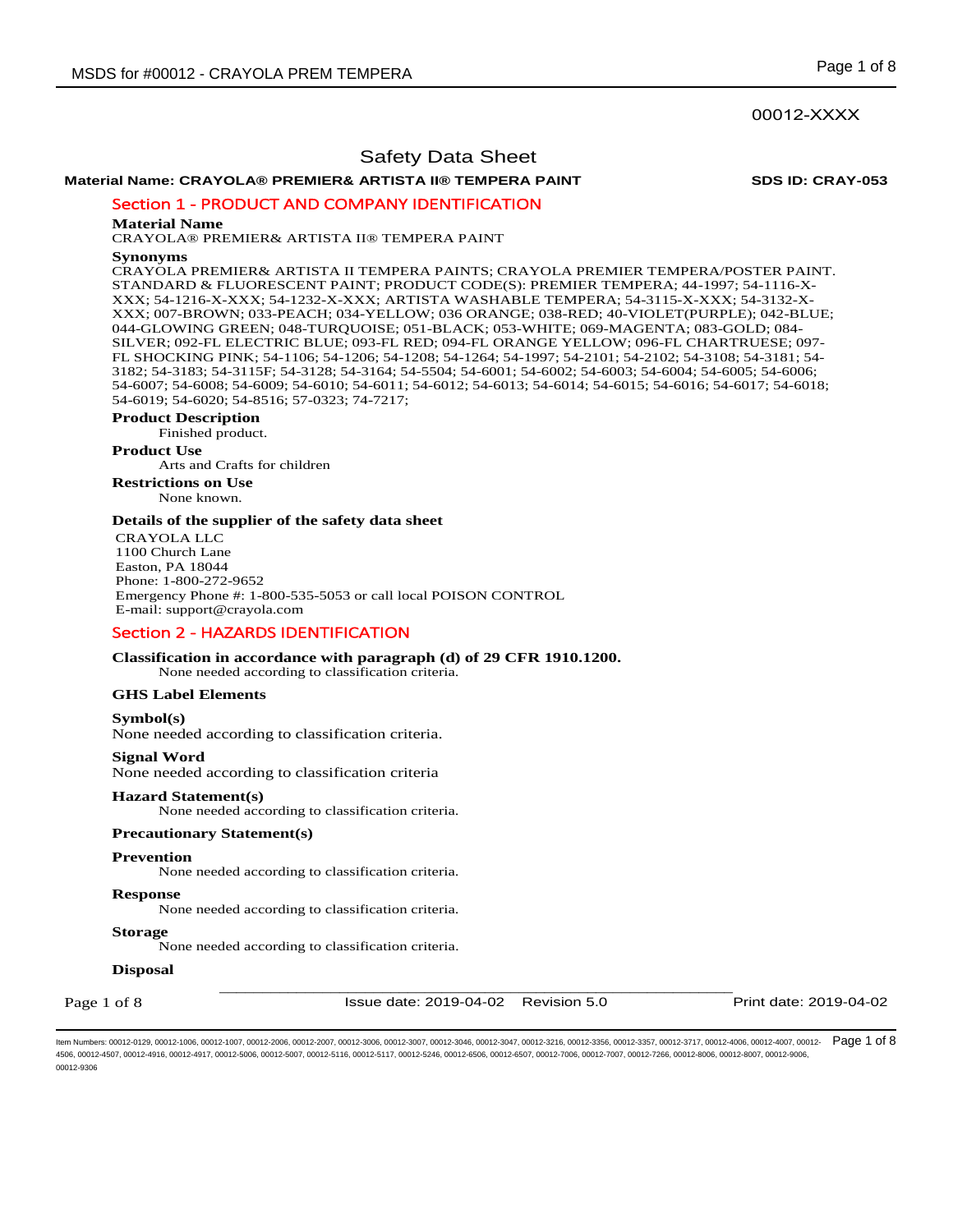00012-XXXX

# Safety Data Sheet

**Material Name: CRAYOLA® PREMIER& ARTISTA II® TEMPERA PAINT** **SDS ID: CRAY-053**

## Section 1 - PRODUCT AND COMPANY IDENTIFICATION

### Material Name

CRAYOLA® PREMIER& ARTISTA II® TEMPERA PAINT

### Synonyms

CRAYOLA PREMIER& ARTISTA II TEMPERA PAINTS; CRAYOLA PREMIER TEMPERA/POSTER PAINT. STANDARD & FLUORESCENT PAINT; PRODUCT CODE(S): PREMIER TEMPERA; 44-1997; 54-1116-X-XXX; 54-1216-X-XXX; 54-1232-X-XXX; ARTISTA WASHABLE TEMPERA; 54-3115-X-XXX; 54-3132-X-XXX; 007-BROWN; 033-PEACH; 034-YELLOW; 036 ORANGE; 038-RED; 40-VIOLET(PURPLE); 042-BLUE; 044-GLOWING GREEN; 048-TURQUOISE; 051-BLACK; 053-WHITE; 069-MAGENTA; 083-GOLD; 084-SILVER; 092-FL ELECTRIC BLUE; 093-FL RED; 094-FL ORANGE YELLOW; 096-FL CHARTRUESE; 097-FL SHOCKING PINK; 54-1106; 54-1206; 54-1208; 54-1264; 54-1997; 54-2101; 54-2102; 54-3108; 54-3181; 54-3182; 54-3183; 54-3115F; 54-3128; 54-3164; 54-5504; 54-6001; 54-6002; 54-6003; 54-6004; 54-6005; 54-6006; 54-6007; 54-6008; 54-6009; 54-6010; 54-6011; 54-6012; 54-6013; 54-6014; 54-6015; 54-6016; 54-6017; 54-6018; 54-6019; 54-6020; 54-8516; 57-0323; 74-7217;

### Product Description

Finished product.

### Product Use

Arts and Crafts for children

### Restrictions on Use

None known.

### Details of the supplier of the safety data sheet

CRAYOLA LLC
1100 Church Lane
Easton, PA 18044
Phone: 1-800-272-9652
Emergency Phone #: 1-800-535-5053 or call local POISON CONTROL
E-mail: support@crayola.com

## Section 2 - HAZARDS IDENTIFICATION

### Classification in accordance with paragraph (d) of 29 CFR 1910.1200.

None needed according to classification criteria.

### GHS Label Elements

### Symbol(s)

None needed according to classification criteria.

### Signal Word

None needed according to classification criteria

### Hazard Statement(s)

None needed according to classification criteria.

### Precautionary Statement(s)

### Prevention

None needed according to classification criteria.

### Response

None needed according to classification criteria.

### Storage

None needed according to classification criteria.

### Disposal

Issue date: 2019-04-02 Revision 5.0 Print date: 2019-04-02

Item Numbers: 00012-0129, 00012-1006, 00012-1007, 00012-2006, 00012-2007, 00012-3006, 00012-3007, 00012-3046, 00012-3047, 00012-3216, 00012-3356, 00012-3357, 00012-3717, 00012-4006, 00012-4007, 00012-4506, 00012-4507, 00012-4916, 00012-4917, 00012-5006, 00012-5007, 00012-5116, 00012-5117, 00012-5246, 00012-6506, 00012-6507, 00012-7006, 00012-7007, 00012-7266, 00012-8006, 00012-8007, 00012-9006, 00012-9306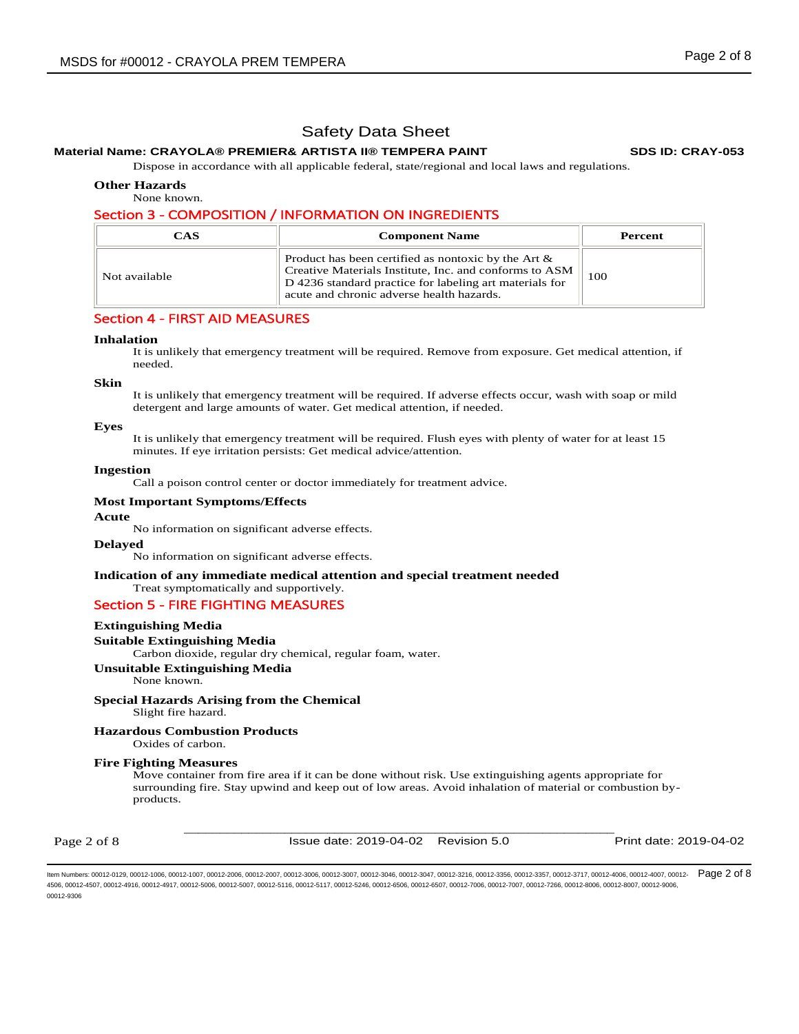# Safety Data Sheet

**Material Name: CRAYOLA® PREMIER& ARTISTA II® TEMPERA PAINT** **SDS ID: CRAY-053**

Dispose in accordance with all applicable federal, state/regional and local laws and regulations.

**Other Hazards**

None known.

## Section 3 - COMPOSITION / INFORMATION ON INGREDIENTS

| CAS | Component Name | Percent |
| --- | --- | --- |
| Not available | Product has been certified as nontoxic by the Art & Creative Materials Institute, Inc. and conforms to ASM D 4236 standard practice for labeling art materials for acute and chronic adverse health hazards. | 100 |

## Section 4 - FIRST AID MEASURES

**Inhalation**

It is unlikely that emergency treatment will be required. Remove from exposure. Get medical attention, if needed.

**Skin**

It is unlikely that emergency treatment will be required. If adverse effects occur, wash with soap or mild detergent and large amounts of water. Get medical attention, if needed.

**Eyes**

It is unlikely that emergency treatment will be required. Flush eyes with plenty of water for at least 15 minutes. If eye irritation persists: Get medical advice/attention.

**Ingestion**

Call a poison control center or doctor immediately for treatment advice.

**Most Important Symptoms/Effects**

**Acute**

No information on significant adverse effects.

**Delayed**

No information on significant adverse effects.

**Indication of any immediate medical attention and special treatment needed**

Treat symptomatically and supportively.

## Section 5 - FIRE FIGHTING MEASURES

**Extinguishing Media**

**Suitable Extinguishing Media**

Carbon dioxide, regular dry chemical, regular foam, water.

**Unsuitable Extinguishing Media**

None known.

**Special Hazards Arising from the Chemical**

Slight fire hazard.

**Hazardous Combustion Products**

Oxides of carbon.

**Fire Fighting Measures**

Move container from fire area if it can be done without risk. Use extinguishing agents appropriate for surrounding fire. Stay upwind and keep out of low areas. Avoid inhalation of material or combustion by-products.

Issue date: 2019-04-02 Revision 5.0 Print date: 2019-04-02

Item Numbers: 00012-0129, 00012-1006, 00012-1007, 00012-2006, 00012-2007, 00012-3006, 00012-3007, 00012-3046, 00012-3047, 00012-3216, 00012-3356, 00012-3357, 00012-3717, 00012-4006, 00012-4007, 00012-4506, 00012-4507, 00012-4916, 00012-4917, 00012-5006, 00012-5007, 00012-5116, 00012-5117, 00012-5246, 00012-6506, 00012-6507, 00012-7006, 00012-7007, 00012-7266, 00012-8006, 00012-8007, 00012-9006, 00012-9306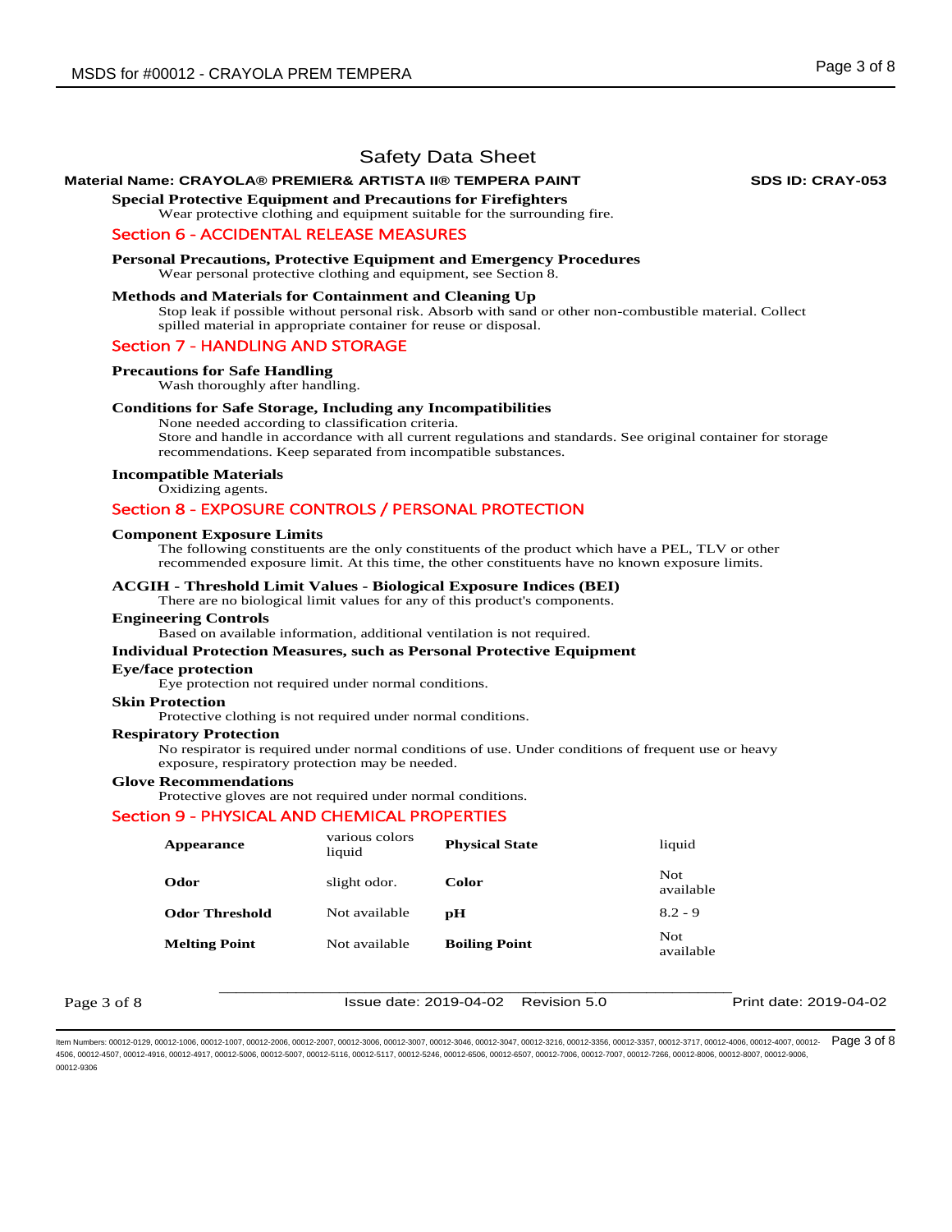# Safety Data Sheet

**Material Name: CRAYOLA® PREMIER& ARTISTA II® TEMPERA PAINT** **SDS ID: CRAY-053**

### Special Protective Equipment and Precautions for Firefighters

Wear protective clothing and equipment suitable for the surrounding fire.

## Section 6 - ACCIDENTAL RELEASE MEASURES

### Personal Precautions, Protective Equipment and Emergency Procedures

Wear personal protective clothing and equipment, see Section 8.

### Methods and Materials for Containment and Cleaning Up

Stop leak if possible without personal risk. Absorb with sand or other non-combustible material. Collect spilled material in appropriate container for reuse or disposal.

## Section 7 - HANDLING AND STORAGE

### Precautions for Safe Handling

Wash thoroughly after handling.

### Conditions for Safe Storage, Including any Incompatibilities

None needed according to classification criteria.
Store and handle in accordance with all current regulations and standards. See original container for storage recommendations. Keep separated from incompatible substances.

### Incompatible Materials

Oxidizing agents.

## Section 8 - EXPOSURE CONTROLS / PERSONAL PROTECTION

### Component Exposure Limits

The following constituents are the only constituents of the product which have a PEL, TLV or other recommended exposure limit. At this time, the other constituents have no known exposure limits.

### ACGIH - Threshold Limit Values - Biological Exposure Indices (BEI)

There are no biological limit values for any of this product's components.

### Engineering Controls

Based on available information, additional ventilation is not required.

### Individual Protection Measures, such as Personal Protective Equipment

### Eye/face protection

Eye protection not required under normal conditions.

### Skin Protection

Protective clothing is not required under normal conditions.

### Respiratory Protection

No respirator is required under normal conditions of use. Under conditions of frequent use or heavy exposure, respiratory protection may be needed.

### Glove Recommendations

Protective gloves are not required under normal conditions.

## Section 9 - PHYSICAL AND CHEMICAL PROPERTIES

| | | | |
|---|---|---|---|
| **Appearance** | various colors liquid | **Physical State** | liquid |
| **Odor** | slight odor. | **Color** | Not available |
| **Odor Threshold** | Not available | **pH** | 8.2 - 9 |
| **Melting Point** | Not available | **Boiling Point** | Not available |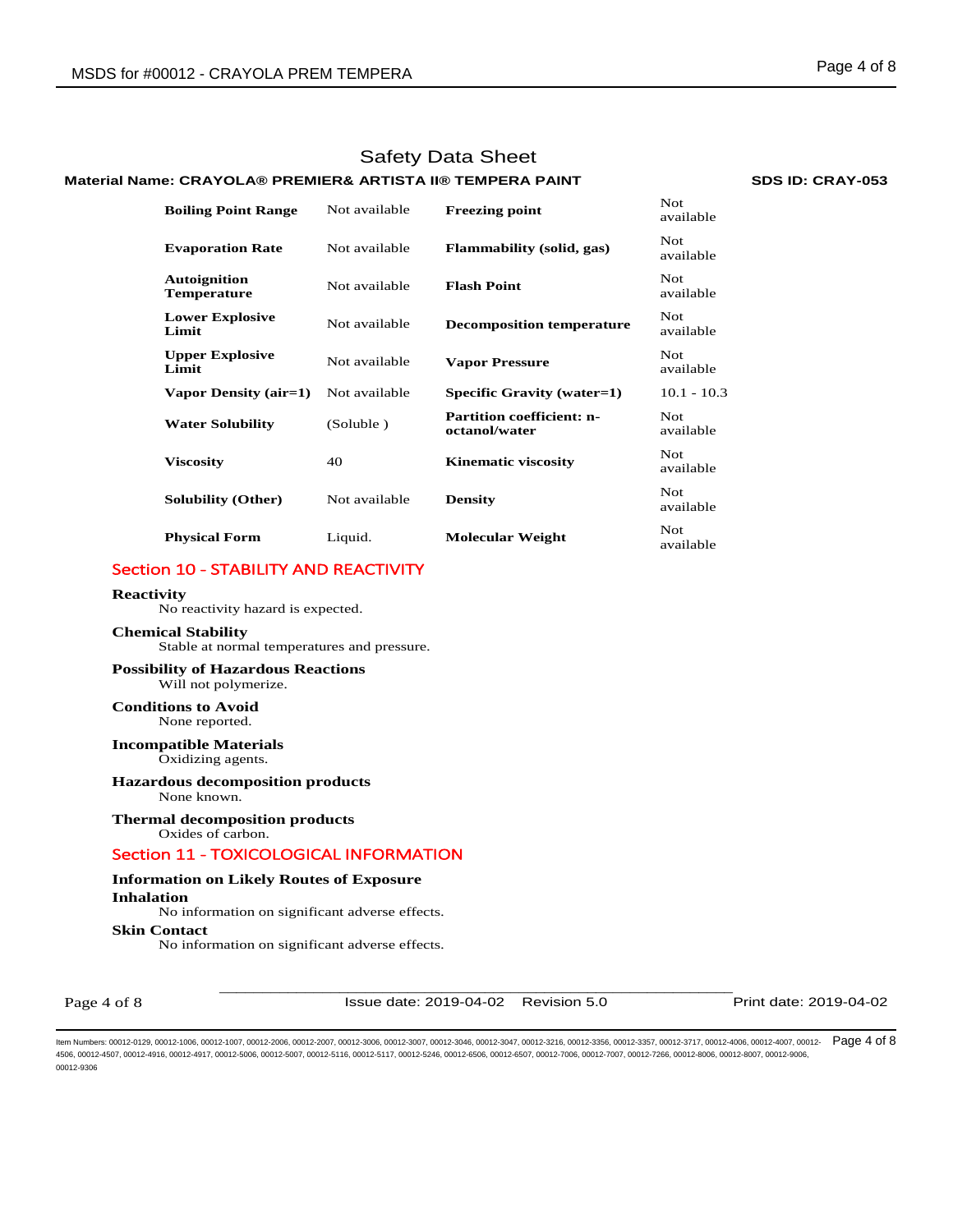Safety Data Sheet

**Material Name: CRAYOLA® PREMIER& ARTISTA II® TEMPERA PAINT** **SDS ID: CRAY-053**

| | | | |
|---|---|---|---|
| **Boiling Point Range** | Not available | **Freezing point** | Not available |
| **Evaporation Rate** | Not available | **Flammability (solid, gas)** | Not available |
| **Autoignition Temperature** | Not available | **Flash Point** | Not available |
| **Lower Explosive Limit** | Not available | **Decomposition temperature** | Not available |
| **Upper Explosive Limit** | Not available | **Vapor Pressure** | Not available |
| **Vapor Density (air=1)** | Not available | **Specific Gravity (water=1)** | 10.1 - 10.3 |
| **Water Solubility** | (Soluble ) | **Partition coefficient: n-octanol/water** | Not available |
| **Viscosity** | 40 | **Kinematic viscosity** | Not available |
| **Solubility (Other)** | Not available | **Density** | Not available |
| **Physical Form** | Liquid. | **Molecular Weight** | Not available |

## Section 10 - STABILITY AND REACTIVITY

**Reactivity**
No reactivity hazard is expected.

**Chemical Stability**
Stable at normal temperatures and pressure.

**Possibility of Hazardous Reactions**
Will not polymerize.

**Conditions to Avoid**
None reported.

**Incompatible Materials**
Oxidizing agents.

**Hazardous decomposition products**
None known.

**Thermal decomposition products**
Oxides of carbon.

## Section 11 - TOXICOLOGICAL INFORMATION

**Information on Likely Routes of Exposure**

**Inhalation**
No information on significant adverse effects.

**Skin Contact**
No information on significant adverse effects.

Issue date: 2019-04-02 Revision 5.0 Print date: 2019-04-02

Item Numbers: 00012-0129, 00012-1006, 00012-1007, 00012-2006, 00012-2007, 00012-3006, 00012-3007, 00012-3046, 00012-3047, 00012-3216, 00012-3356, 00012-3357, 00012-3717, 00012-4006, 00012-4007, 00012-4506, 00012-4507, 00012-4916, 00012-4917, 00012-5006, 00012-5007, 00012-5116, 00012-5117, 00012-5246, 00012-6506, 00012-6507, 00012-7006, 00012-7007, 00012-7266, 00012-8006, 00012-8007, 00012-9006, 00012-9306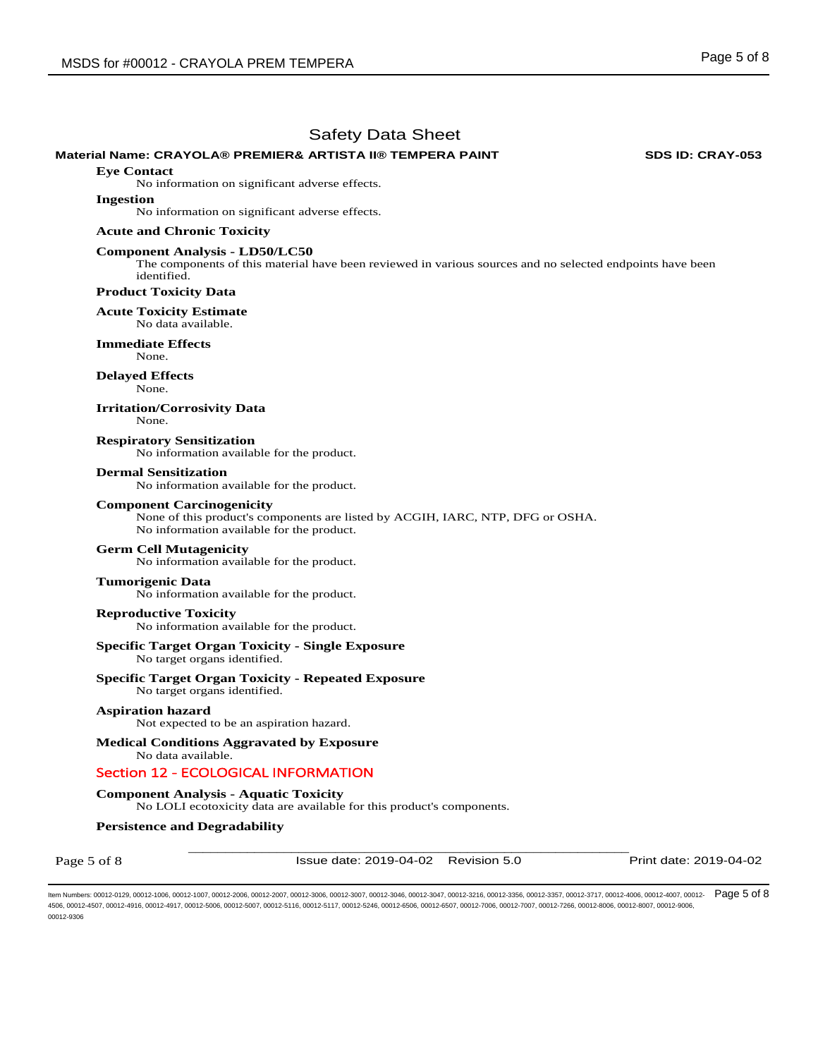# Safety Data Sheet

**Material Name: CRAYOLA® PREMIER& ARTISTA II® TEMPERA PAINT** **SDS ID: CRAY-053**

**Eye Contact**

No information on significant adverse effects.

**Ingestion**

No information on significant adverse effects.

**Acute and Chronic Toxicity**

**Component Analysis - LD50/LC50**

The components of this material have been reviewed in various sources and no selected endpoints have been identified.

**Product Toxicity Data**

**Acute Toxicity Estimate**

No data available.

**Immediate Effects**

None.

**Delayed Effects**

None.

**Irritation/Corrosivity Data**

None.

**Respiratory Sensitization**

No information available for the product.

**Dermal Sensitization**

No information available for the product.

**Component Carcinogenicity**

None of this product's components are listed by ACGIH, IARC, NTP, DFG or OSHA.
No information available for the product.

**Germ Cell Mutagenicity**

No information available for the product.

**Tumorigenic Data**

No information available for the product.

**Reproductive Toxicity**

No information available for the product.

**Specific Target Organ Toxicity - Single Exposure**

No target organs identified.

**Specific Target Organ Toxicity - Repeated Exposure**

No target organs identified.

**Aspiration hazard**

Not expected to be an aspiration hazard.

**Medical Conditions Aggravated by Exposure**

No data available.

## Section 12 - ECOLOGICAL INFORMATION

**Component Analysis - Aquatic Toxicity**

No LOLI ecotoxicity data are available for this product's components.

**Persistence and Degradability**

Issue date: 2019-04-02 Revision 5.0 Print date: 2019-04-02

Item Numbers: 00012-0129, 00012-1006, 00012-1007, 00012-2006, 00012-2007, 00012-3006, 00012-3007, 00012-3046, 00012-3047, 00012-3216, 00012-3356, 00012-3357, 00012-3717, 00012-4006, 00012-4007, 00012-4506, 00012-4507, 00012-4916, 00012-4917, 00012-5006, 00012-5007, 00012-5116, 00012-5117, 00012-5246, 00012-6506, 00012-6507, 00012-7006, 00012-7007, 00012-7266, 00012-8006, 00012-8007, 00012-9006, 00012-9306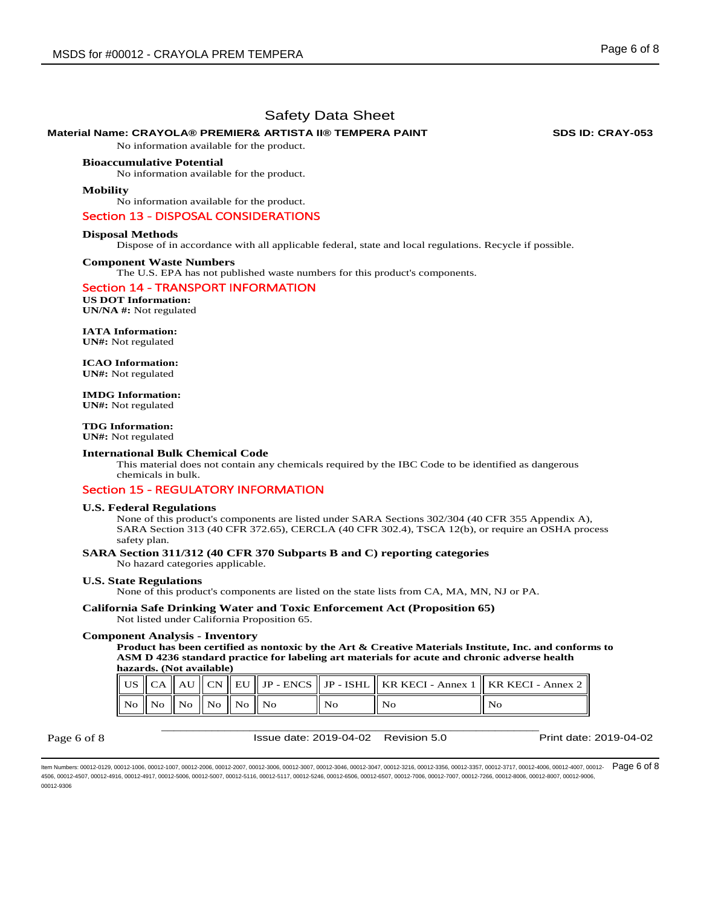# Safety Data Sheet

**Material Name: CRAYOLA® PREMIER& ARTISTA II® TEMPERA PAINT** **SDS ID: CRAY-053**

No information available for the product.

### Bioaccumulative Potential

No information available for the product.

### Mobility

No information available for the product.

## Section 13 - DISPOSAL CONSIDERATIONS

### Disposal Methods

Dispose of in accordance with all applicable federal, state and local regulations. Recycle if possible.

### Component Waste Numbers

The U.S. EPA has not published waste numbers for this product's components.

## Section 14 - TRANSPORT INFORMATION

**US DOT Information:**
**UN/NA #:** Not regulated

**IATA Information:**
**UN#:** Not regulated

**ICAO Information:**
**UN#:** Not regulated

**IMDG Information:**
**UN#:** Not regulated

**TDG Information:**
**UN#:** Not regulated

### International Bulk Chemical Code

This material does not contain any chemicals required by the IBC Code to be identified as dangerous chemicals in bulk.

## Section 15 - REGULATORY INFORMATION

### U.S. Federal Regulations

None of this product's components are listed under SARA Sections 302/304 (40 CFR 355 Appendix A), SARA Section 313 (40 CFR 372.65), CERCLA (40 CFR 302.4), TSCA 12(b), or require an OSHA process safety plan.

### SARA Section 311/312 (40 CFR 370 Subparts B and C) reporting categories

No hazard categories applicable.

### U.S. State Regulations

None of this product's components are listed on the state lists from CA, MA, MN, NJ or PA.

### California Safe Drinking Water and Toxic Enforcement Act (Proposition 65)

Not listed under California Proposition 65.

### Component Analysis - Inventory

**Product has been certified as nontoxic by the Art & Creative Materials Institute, Inc. and conforms to ASM D 4236 standard practice for labeling art materials for acute and chronic adverse health hazards. (Not available)**

| US | CA | AU | CN | EU | JP - ENCS | JP - ISHL | KR KECI - Annex 1 | KR KECI - Annex 2 |
|---|---|---|---|---|---|---|---|---|
| No | No | No | No | No | No | No | No | No |

Issue date: 2019-04-02 Revision 5.0 Print date: 2019-04-02

Item Numbers: 00012-0129, 00012-1006, 00012-1007, 00012-2006, 00012-2007, 00012-3006, 00012-3007, 00012-3046, 00012-3047, 00012-3216, 00012-3356, 00012-3357, 00012-3717, 00012-4006, 00012-4007, 00012-4506, 00012-4507, 00012-4916, 00012-4917, 00012-5006, 00012-5007, 00012-5116, 00012-5117, 00012-5246, 00012-6506, 00012-6507, 00012-7006, 00012-7007, 00012-7266, 00012-8006, 00012-8007, 00012-9006, 00012-9306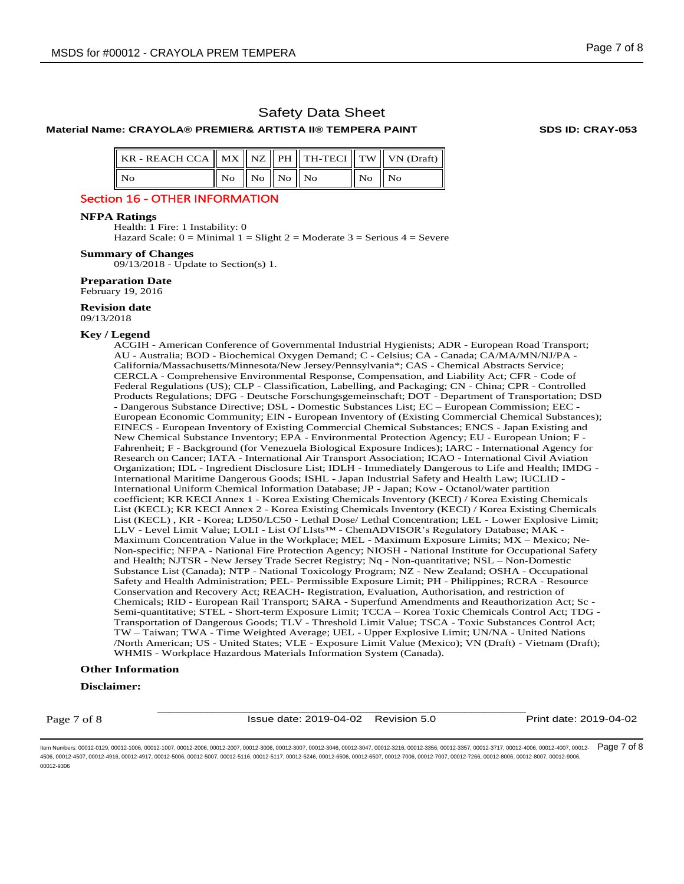# Safety Data Sheet

**Material Name: CRAYOLA® PREMIER& ARTISTA II® TEMPERA PAINT** **SDS ID: CRAY-053**

| KR - REACH CCA | MX | NZ | PH | TH-TECI | TW | VN (Draft) |
|---|---|---|---|---|---|---|
| No | No | No | No | No | No | No |

## Section 16 - OTHER INFORMATION

**NFPA Ratings**

Health: 1 Fire: 1 Instability: 0

Hazard Scale: 0 = Minimal 1 = Slight 2 = Moderate 3 = Serious 4 = Severe

**Summary of Changes**

09/13/2018 - Update to Section(s) 1.

**Preparation Date**

February 19, 2016

**Revision date**

09/13/2018

**Key / Legend**

ACGIH - American Conference of Governmental Industrial Hygienists; ADR - European Road Transport; AU - Australia; BOD - Biochemical Oxygen Demand; C - Celsius; CA - Canada; CA/MA/MN/NJ/PA - California/Massachusetts/Minnesota/New Jersey/Pennsylvania*; CAS - Chemical Abstracts Service; CERCLA - Comprehensive Environmental Response, Compensation, and Liability Act; CFR - Code of Federal Regulations (US); CLP - Classification, Labelling, and Packaging; CN - China; CPR - Controlled Products Regulations; DFG - Deutsche Forschungsgemeinschaft; DOT - Department of Transportation; DSD - Dangerous Substance Directive; DSL - Domestic Substances List; EC – European Commission; EEC - European Economic Community; EIN - European Inventory of (Existing Commercial Chemical Substances); EINECS - European Inventory of Existing Commercial Chemical Substances; ENCS - Japan Existing and New Chemical Substance Inventory; EPA - Environmental Protection Agency; EU - European Union; F - Fahrenheit; F - Background (for Venezuela Biological Exposure Indices); IARC - International Agency for Research on Cancer; IATA - International Air Transport Association; ICAO - International Civil Aviation Organization; IDL - Ingredient Disclosure List; IDLH - Immediately Dangerous to Life and Health; IMDG - International Maritime Dangerous Goods; ISHL - Japan Industrial Safety and Health Law; IUCLID - International Uniform Chemical Information Database; JP - Japan; Kow - Octanol/water partition coefficient; KR KECI Annex 1 - Korea Existing Chemicals Inventory (KECI) / Korea Existing Chemicals List (KECL); KR KECI Annex 2 - Korea Existing Chemicals Inventory (KECI) / Korea Existing Chemicals List (KECL) , KR - Korea; LD50/LC50 - Lethal Dose/ Lethal Concentration; LEL - Lower Explosive Limit; LLV - Level Limit Value; LOLI - List Of LIsts™ - ChemADVISOR's Regulatory Database; MAK - Maximum Concentration Value in the Workplace; MEL - Maximum Exposure Limits; MX – Mexico; Ne- Non-specific; NFPA - National Fire Protection Agency; NIOSH - National Institute for Occupational Safety and Health; NJTSR - New Jersey Trade Secret Registry; Nq - Non-quantitative; NSL – Non-Domestic Substance List (Canada); NTP - National Toxicology Program; NZ - New Zealand; OSHA - Occupational Safety and Health Administration; PEL- Permissible Exposure Limit; PH - Philippines; RCRA - Resource Conservation and Recovery Act; REACH- Registration, Evaluation, Authorisation, and restriction of Chemicals; RID - European Rail Transport; SARA - Superfund Amendments and Reauthorization Act; Sc - Semi-quantitative; STEL - Short-term Exposure Limit; TCCA – Korea Toxic Chemicals Control Act; TDG - Transportation of Dangerous Goods; TLV - Threshold Limit Value; TSCA - Toxic Substances Control Act; TW – Taiwan; TWA - Time Weighted Average; UEL - Upper Explosive Limit; UN/NA - United Nations /North American; US - United States; VLE - Exposure Limit Value (Mexico); VN (Draft) - Vietnam (Draft); WHMIS - Workplace Hazardous Materials Information System (Canada).

**Other Information**

**Disclaimer:**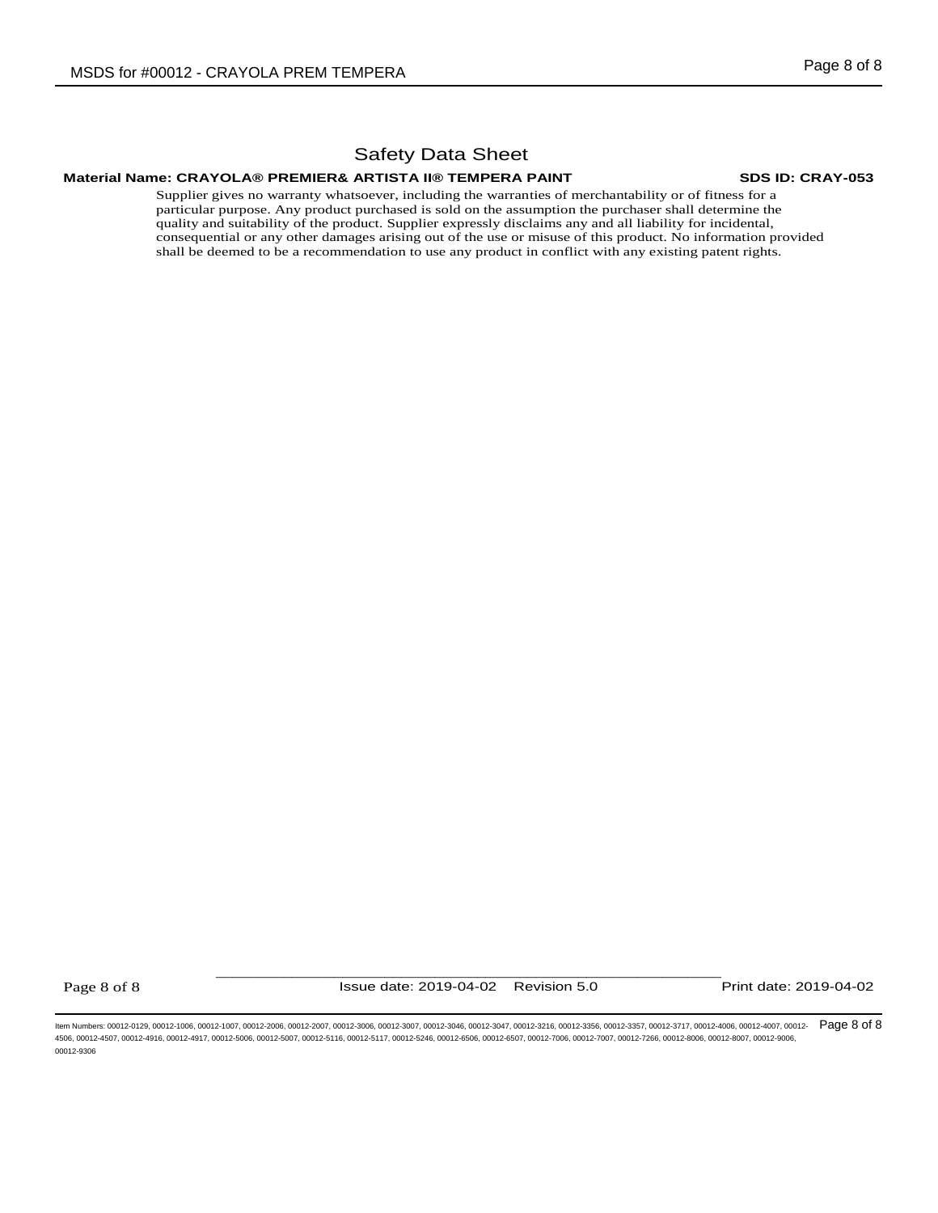Supplier gives no warranty whatsoever, including the warranties of merchantability or of fitness for a particular purpose. Any product purchased is sold on the assumption the purchaser shall determine the quality and suitability of the product. Supplier expressly disclaims any and all liability for incidental, consequential or any other damages arising out of the use or misuse of this product. No information provided shall be deemed to be a recommendation to use any product in conflict with any existing patent rights.